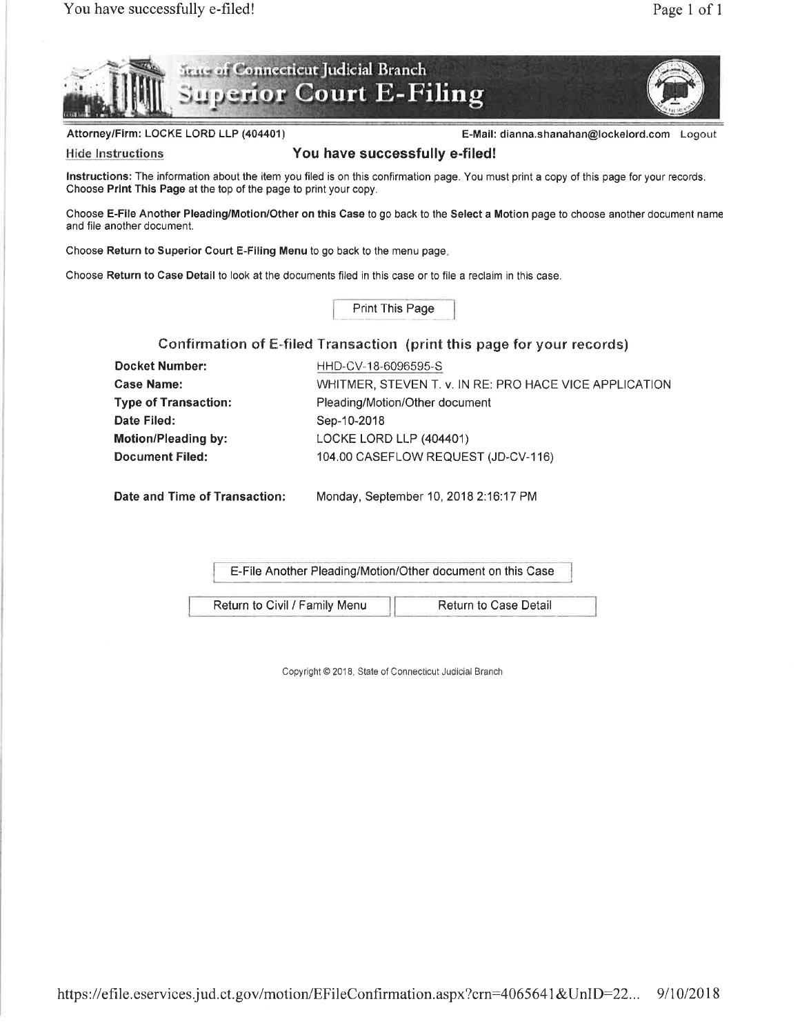# State of Connecticut Judicial Branch
## Superior Court E-Filing

**Attorney/Firm: LOCKE LORD LLP (404401)** **E-Mail: dianna.shanahan@lockelord.com** Logout

Hide Instructions

### You have successfully e-filed!

**Instructions:** The information about the item you filed is on this confirmation page. You must print a copy of this page for your records. Choose **Print This Page** at the top of the page to print your copy.

Choose **E-File Another Pleading/Motion/Other on this Case** to go back to the **Select a Motion** page to choose another document name and file another document.

Choose **Return to Superior Court E-Filing Menu** to go back to the menu page.

Choose **Return to Case Detail** to look at the documents filed in this case or to file a reclaim in this case.

Print This Page

### Confirmation of E-filed Transaction (print this page for your records)

| | |
|---|---|
| **Docket Number:** | HHD-CV-18-6096595-S |
| **Case Name:** | WHITMER, STEVEN T. v. IN RE: PRO HACE VICE APPLICATION |
| **Type of Transaction:** | Pleading/Motion/Other document |
| **Date Filed:** | Sep-10-2018 |
| **Motion/Pleading by:** | LOCKE LORD LLP (404401) |
| **Document Filed:** | 104.00 CASEFLOW REQUEST (JD-CV-116) |
| **Date and Time of Transaction:** | Monday, September 10, 2018 2:16:17 PM |

E-File Another Pleading/Motion/Other document on this Case

Return to Civil / Family Menu | Return to Case Detail

Copyright © 2018, State of Connecticut Judicial Branch

https://efile.eservices.jud.ct.gov/motion/EFileConfirmation.aspx?crn=4065641&UnID=22... 9/10/2018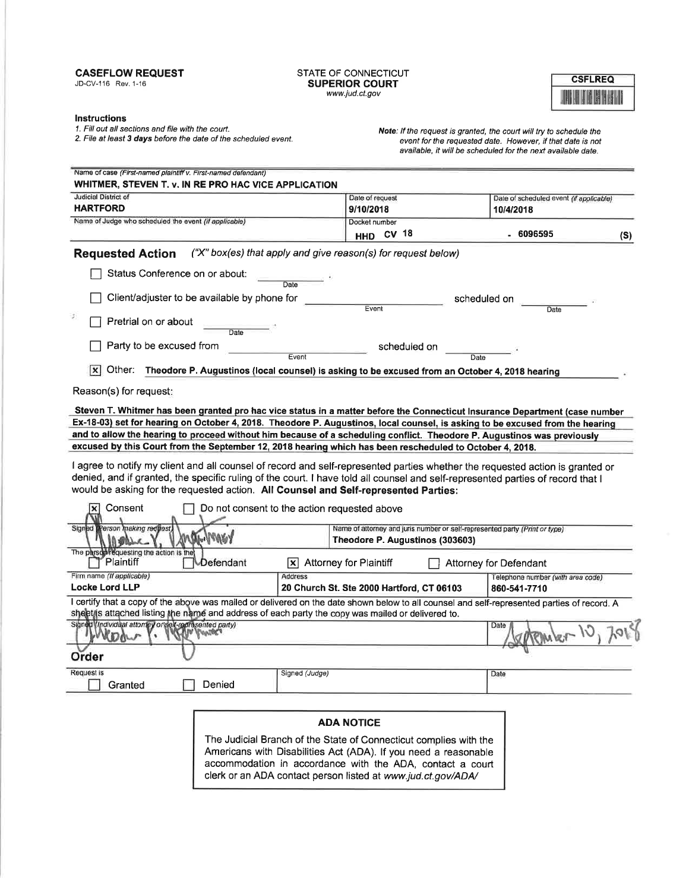**CASEFLOW REQUEST**
JD-CV-116 Rev. 1-16

STATE OF CONNECTICUT
**SUPERIOR COURT**
*www.jud.ct.gov*

**CSFLREQ**

**Instructions**
1. Fill out all sections and file with the court.
2. File at least **3 days** before the date of the scheduled event.

***Note:** If the request is granted, the court will try to schedule the event for the requested date. However, if that date is not available, it will be scheduled for the next available date.*

| | | |
|---|---|---|
| Name of case *(First-named plaintiff v. First-named defendant)* **WHITMER, STEVEN T. v. IN RE PRO HAC VICE APPLICATION** | | |
| Judicial District of **HARTFORD** | Date of request **9/10/2018** | Date of scheduled event *(if applicable)* **10/4/2018** |
| Name of Judge who scheduled the event *(if applicable)* | Docket number **HHD CV 18 - 6096595 (S)** | |

## Requested Action *("X" box(es) that apply and give reason(s) for request below)*

☐ Status Conference on or about: ________ (Date).

☐ Client/adjuster to be available by phone for ________ (Event) scheduled on ________ (Date).

☐ Pretrial on or about ________ (Date).

☐ Party to be excused from ________ (Event) scheduled on ________ (Date).

☒ Other: **Theodore P. Augustinos (local counsel) is asking to be excused from an October 4, 2018 hearing**.

Reason(s) for request:

**Steven T. Whitmer has been granted pro hac vice status in a matter before the Connecticut Insurance Department (case number Ex-18-03) set for hearing on October 4, 2018. Theodore P. Augustinos, local counsel, is asking to be excused from the hearing and to allow the hearing to proceed without him because of a scheduling conflict. Theodore P. Augustinos was previously excused by this Court from the September 12, 2018 hearing which has been rescheduled to October 4, 2018.**

I agree to notify my client and all counsel of record and self-represented parties whether the requested action is granted or denied, and if granted, the specific ruling of the court. I have told all counsel and self-represented parties of record that I would be asking for the requested action. **All Counsel and Self-represented Parties:**

☒ Consent ☐ Do not consent to the action requested above

| | | |
|---|---|---|
| Signed *(Person making request)* [signature] | Name of attorney and juris number or self-represented party *(Print or type)* Theodore P. Augustinos (303603) | |
| The person requesting the action is the: ☐ Plaintiff ☐ Defendant | ☒ Attorney for Plaintiff ☐ Attorney for Defendant | |
| Firm name *(If applicable)* **Locke Lord LLP** | Address **20 Church St. Ste 2000 Hartford, CT 06103** | Telephone number *(with area code)* **860-541-7710** |

I certify that a copy of the above was mailed or delivered on the date shown below to all counsel and self-represented parties of record. A sheet is attached listing the name and address of each party the copy was mailed or delivered to.

| | |
|---|---|
| Signed *(Individual attorney or self-represented party)* [signature] | Date September 10, 2018 |

## Order

| | | |
|---|---|---|
| Request is ☐ Granted ☐ Denied | Signed *(Judge)* | Date |

**ADA NOTICE**

The Judicial Branch of the State of Connecticut complies with the Americans with Disabilities Act (ADA). If you need a reasonable accommodation in accordance with the ADA, contact a court clerk or an ADA contact person listed at *www.jud.ct.gov/ADA/*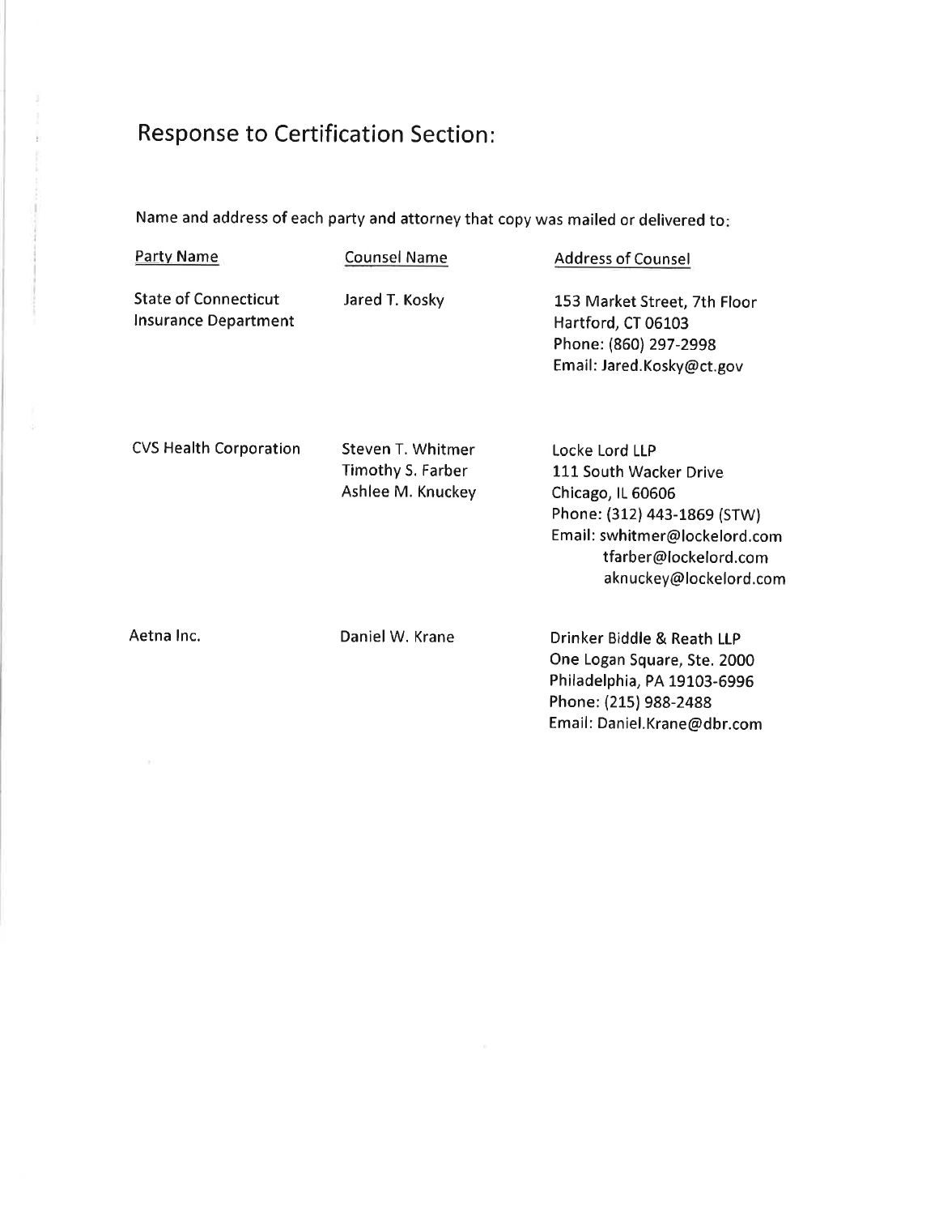## Response to Certification Section:

Name and address of each party and attorney that copy was mailed or delivered to:

| Party Name | Counsel Name | Address of Counsel |
|---|---|---|
| State of Connecticut Insurance Department | Jared T. Kosky | 153 Market Street, 7th Floor<br>Hartford, CT 06103<br>Phone: (860) 297-2998<br>Email: Jared.Kosky@ct.gov |
| CVS Health Corporation | Steven T. Whitmer<br>Timothy S. Farber<br>Ashlee M. Knuckey | Locke Lord LLP<br>111 South Wacker Drive<br>Chicago, IL 60606<br>Phone: (312) 443-1869 (STW)<br>Email: swhitmer@lockelord.com<br>tfarber@lockelord.com<br>aknuckey@lockelord.com |
| Aetna Inc. | Daniel W. Krane | Drinker Biddle & Reath LLP<br>One Logan Square, Ste. 2000<br>Philadelphia, PA 19103-6996<br>Phone: (215) 988-2488<br>Email: Daniel.Krane@dbr.com |